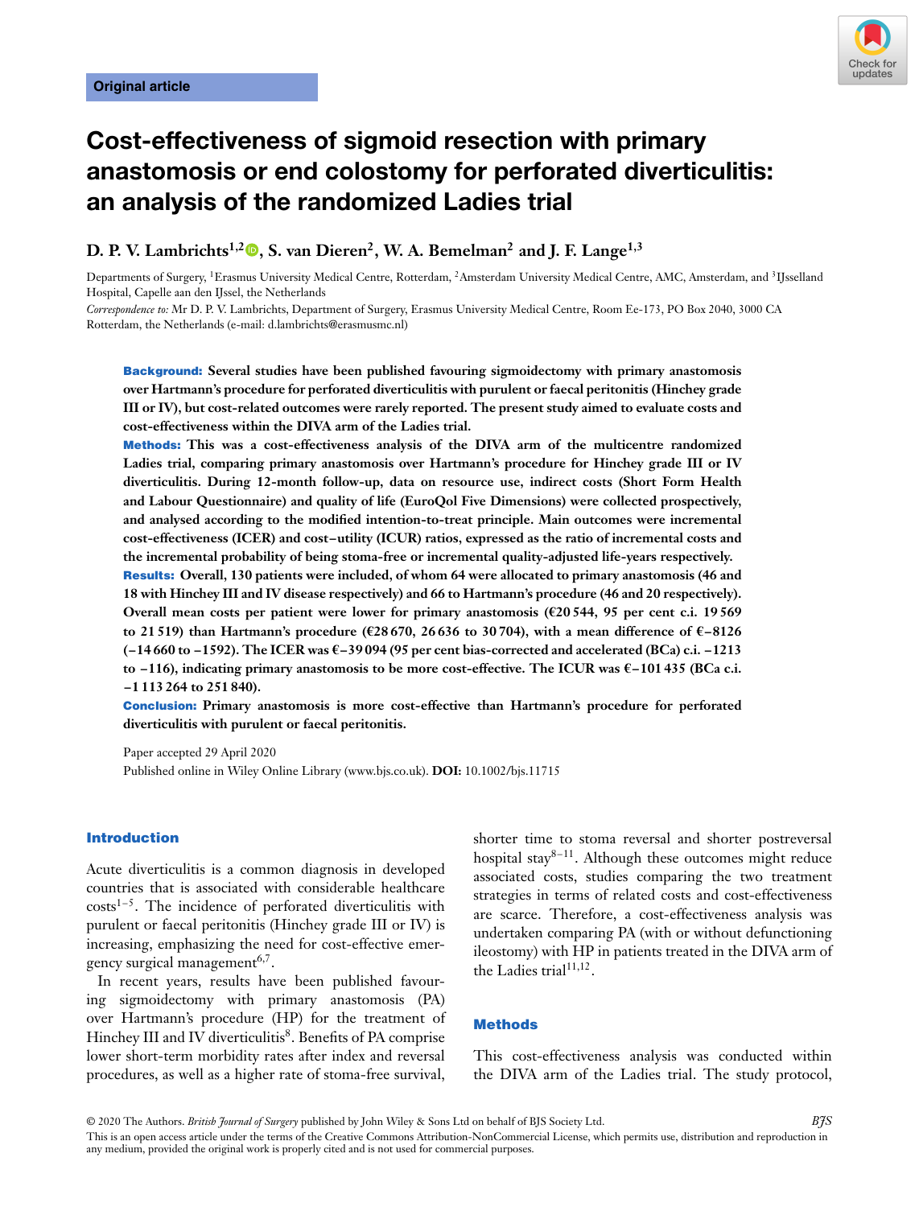Original article

# Cost-effectiveness of sigmoid resection with primary anastomosis or end colostomy for perforated diverticulitis: an analysis of the randomized Ladies trial

**D. P. V. Lambrichts[1,2], S. van Dieren[2], W. A. Bemelman[2] and J. F. Lange[1,3]**

Departments of Surgery, [1]Erasmus University Medical Centre, Rotterdam, [2]Amsterdam University Medical Centre, AMC, Amsterdam, and [3]IJsselland Hospital, Capelle aan den IJssel, the Netherlands

*Correspondence to:* Mr D. P. V. Lambrichts, Department of Surgery, Erasmus University Medical Centre, Room Ee-173, PO Box 2040, 3000 CA Rotterdam, the Netherlands (e-mail: d.lambrichts@erasmusmc.nl)

**Background:** Several studies have been published favouring sigmoidectomy with primary anastomosis over Hartmann's procedure for perforated diverticulitis with purulent or faecal peritonitis (Hinchey grade III or IV), but cost-related outcomes were rarely reported. The present study aimed to evaluate costs and cost-effectiveness within the DIVA arm of the Ladies trial.

**Methods:** This was a cost-effectiveness analysis of the DIVA arm of the multicentre randomized Ladies trial, comparing primary anastomosis over Hartmann's procedure for Hinchey grade III or IV diverticulitis. During 12-month follow-up, data on resource use, indirect costs (Short Form Health and Labour Questionnaire) and quality of life (EuroQol Five Dimensions) were collected prospectively, and analysed according to the modified intention-to-treat principle. Main outcomes were incremental cost-effectiveness (ICER) and cost–utility (ICUR) ratios, expressed as the ratio of incremental costs and the incremental probability of being stoma-free or incremental quality-adjusted life-years respectively.

**Results:** Overall, 130 patients were included, of whom 64 were allocated to primary anastomosis (46 and 18 with Hinchey III and IV disease respectively) and 66 to Hartmann's procedure (46 and 20 respectively). Overall mean costs per patient were lower for primary anastomosis (€20 544, 95 per cent c.i. 19 569 to 21 519) than Hartmann's procedure (€28 670, 26 636 to 30 704), with a mean difference of €−8126 (−14 660 to −1592). The ICER was €−39 094 (95 per cent bias-corrected and accelerated (BCa) c.i. −1213 to −116), indicating primary anastomosis to be more cost-effective. The ICUR was €−101 435 (BCa c.i. −1 113 264 to 251 840).

**Conclusion:** Primary anastomosis is more cost-effective than Hartmann's procedure for perforated diverticulitis with purulent or faecal peritonitis.

Paper accepted 29 April 2020

Published online in Wiley Online Library (www.bjs.co.uk). **DOI:** 10.1002/bjs.11715

## Introduction

Acute diverticulitis is a common diagnosis in developed countries that is associated with considerable healthcare costs[1–5]. The incidence of perforated diverticulitis with purulent or faecal peritonitis (Hinchey grade III or IV) is increasing, emphasizing the need for cost-effective emergency surgical management[6,7].

In recent years, results have been published favouring sigmoidectomy with primary anastomosis (PA) over Hartmann's procedure (HP) for the treatment of Hinchey III and IV diverticulitis[8]. Benefits of PA comprise lower short-term morbidity rates after index and reversal procedures, as well as a higher rate of stoma-free survival, shorter time to stoma reversal and shorter postreversal hospital stay[8–11]. Although these outcomes might reduce associated costs, studies comparing the two treatment strategies in terms of related costs and cost-effectiveness are scarce. Therefore, a cost-effectiveness analysis was undertaken comparing PA (with or without defunctioning ileostomy) with HP in patients treated in the DIVA arm of the Ladies trial[11,12].

## Methods

This cost-effectiveness analysis was conducted within the DIVA arm of the Ladies trial. The study protocol,

© 2020 The Authors. *British Journal of Surgery* published by John Wiley & Sons Ltd on behalf of BJS Society Ltd.
This is an open access article under the terms of the Creative Commons Attribution-NonCommercial License, which permits use, distribution and reproduction in any medium, provided the original work is properly cited and is not used for commercial purposes.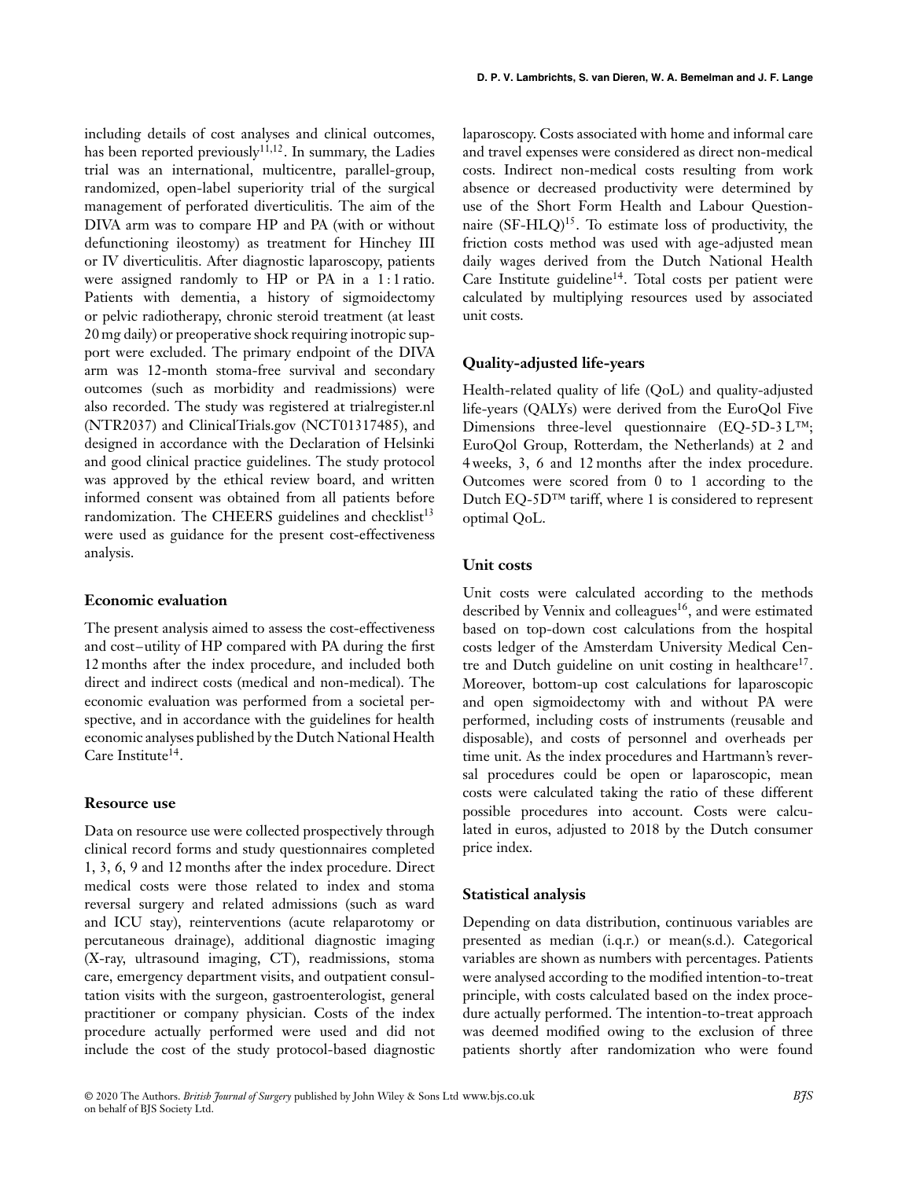including details of cost analyses and clinical outcomes, has been reported previously[11,12]. In summary, the Ladies trial was an international, multicentre, parallel-group, randomized, open-label superiority trial of the surgical management of perforated diverticulitis. The aim of the DIVA arm was to compare HP and PA (with or without defunctioning ileostomy) as treatment for Hinchey III or IV diverticulitis. After diagnostic laparoscopy, patients were assigned randomly to HP or PA in a 1 : 1 ratio. Patients with dementia, a history of sigmoidectomy or pelvic radiotherapy, chronic steroid treatment (at least 20 mg daily) or preoperative shock requiring inotropic support were excluded. The primary endpoint of the DIVA arm was 12-month stoma-free survival and secondary outcomes (such as morbidity and readmissions) were also recorded. The study was registered at trialregister.nl (NTR2037) and ClinicalTrials.gov (NCT01317485), and designed in accordance with the Declaration of Helsinki and good clinical practice guidelines. The study protocol was approved by the ethical review board, and written informed consent was obtained from all patients before randomization. The CHEERS guidelines and checklist[13] were used as guidance for the present cost-effectiveness analysis.

### Economic evaluation

The present analysis aimed to assess the cost-effectiveness and cost–utility of HP compared with PA during the first 12 months after the index procedure, and included both direct and indirect costs (medical and non-medical). The economic evaluation was performed from a societal perspective, and in accordance with the guidelines for health economic analyses published by the Dutch National Health Care Institute[14].

### Resource use

Data on resource use were collected prospectively through clinical record forms and study questionnaires completed 1, 3, 6, 9 and 12 months after the index procedure. Direct medical costs were those related to index and stoma reversal surgery and related admissions (such as ward and ICU stay), reinterventions (acute relaparotomy or percutaneous drainage), additional diagnostic imaging (X-ray, ultrasound imaging, CT), readmissions, stoma care, emergency department visits, and outpatient consultation visits with the surgeon, gastroenterologist, general practitioner or company physician. Costs of the index procedure actually performed were used and did not include the cost of the study protocol-based diagnostic laparoscopy. Costs associated with home and informal care and travel expenses were considered as direct non-medical costs. Indirect non-medical costs resulting from work absence or decreased productivity were determined by use of the Short Form Health and Labour Questionnaire (SF-HLQ)[15]. To estimate loss of productivity, the friction costs method was used with age-adjusted mean daily wages derived from the Dutch National Health Care Institute guideline[14]. Total costs per patient were calculated by multiplying resources used by associated unit costs.

### Quality-adjusted life-years

Health-related quality of life (QoL) and quality-adjusted life-years (QALYs) were derived from the EuroQol Five Dimensions three-level questionnaire (EQ-5D-3 L™; EuroQol Group, Rotterdam, the Netherlands) at 2 and 4 weeks, 3, 6 and 12 months after the index procedure. Outcomes were scored from 0 to 1 according to the Dutch EQ-5D™ tariff, where 1 is considered to represent optimal QoL.

### Unit costs

Unit costs were calculated according to the methods described by Vennix and colleagues[16], and were estimated based on top-down cost calculations from the hospital costs ledger of the Amsterdam University Medical Centre and Dutch guideline on unit costing in healthcare[17]. Moreover, bottom-up cost calculations for laparoscopic and open sigmoidectomy with and without PA were performed, including costs of instruments (reusable and disposable), and costs of personnel and overheads per time unit. As the index procedures and Hartmann's reversal procedures could be open or laparoscopic, mean costs were calculated taking the ratio of these different possible procedures into account. Costs were calculated in euros, adjusted to 2018 by the Dutch consumer price index.

### Statistical analysis

Depending on data distribution, continuous variables are presented as median (i.q.r.) or mean(s.d.). Categorical variables are shown as numbers with percentages. Patients were analysed according to the modified intention-to-treat principle, with costs calculated based on the index procedure actually performed. The intention-to-treat approach was deemed modified owing to the exclusion of three patients shortly after randomization who were found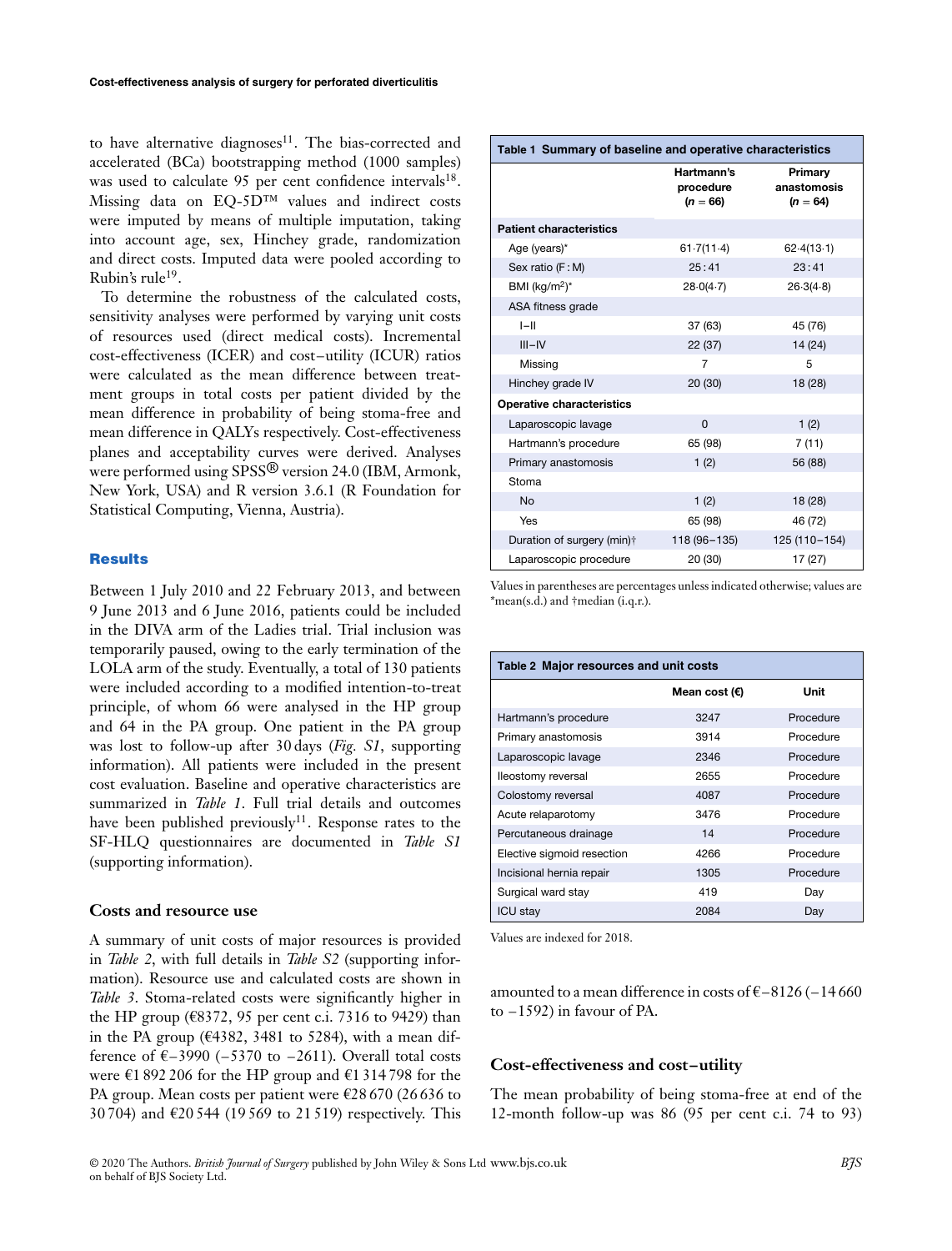to have alternative diagnoses[11]. The bias-corrected and accelerated (BCa) bootstrapping method (1000 samples) was used to calculate 95 per cent confidence intervals[18]. Missing data on EQ-5D™ values and indirect costs were imputed by means of multiple imputation, taking into account age, sex, Hinchey grade, randomization and direct costs. Imputed data were pooled according to Rubin's rule[19].

To determine the robustness of the calculated costs, sensitivity analyses were performed by varying unit costs of resources used (direct medical costs). Incremental cost-effectiveness (ICER) and cost–utility (ICUR) ratios were calculated as the mean difference between treatment groups in total costs per patient divided by the mean difference in probability of being stoma-free and mean difference in QALYs respectively. Cost-effectiveness planes and acceptability curves were derived. Analyses were performed using SPSS® version 24.0 (IBM, Armonk, New York, USA) and R version 3.6.1 (R Foundation for Statistical Computing, Vienna, Austria).

## Results

Between 1 July 2010 and 22 February 2013, and between 9 June 2013 and 6 June 2016, patients could be included in the DIVA arm of the Ladies trial. Trial inclusion was temporarily paused, owing to the early termination of the LOLA arm of the study. Eventually, a total of 130 patients were included according to a modified intention-to-treat principle, of whom 66 were analysed in the HP group and 64 in the PA group. One patient in the PA group was lost to follow-up after 30 days (*Fig. S1*, supporting information). All patients were included in the present cost evaluation. Baseline and operative characteristics are summarized in *Table 1*. Full trial details and outcomes have been published previously[11]. Response rates to the SF-HLQ questionnaires are documented in *Table S1* (supporting information).

### Costs and resource use

A summary of unit costs of major resources is provided in *Table 2*, with full details in *Table S2* (supporting information). Resource use and calculated costs are shown in *Table 3*. Stoma-related costs were significantly higher in the HP group (€8372, 95 per cent c.i. 7316 to 9429) than in the PA group (€4382, 3481 to 5284), with a mean difference of €–3990 (–5370 to –2611). Overall total costs were €1 892 206 for the HP group and €1 314 798 for the PA group. Mean costs per patient were €28 670 (26 636 to 30 704) and €20 544 (19 569 to 21 519) respectively. This amounted to a mean difference in costs of €–8126 (–14 660 to –1592) in favour of PA.

**Table 1** Summary of baseline and operative characteristics

| | Hartmann's procedure (*n* = 66) | Primary anastomosis (*n* = 64) |
|---|---|---|
| **Patient characteristics** | | |
| Age (years)* | 61·7(11·4) | 62·4(13·1) |
| Sex ratio (F : M) | 25 : 41 | 23 : 41 |
| BMI (kg/m²)* | 28·0(4·7) | 26·3(4·8) |
| ASA fitness grade | | |
| I–II | 37 (63) | 45 (76) |
| III–IV | 22 (37) | 14 (24) |
| Missing | 7 | 5 |
| Hinchey grade IV | 20 (30) | 18 (28) |
| **Operative characteristics** | | |
| Laparoscopic lavage | 0 | 1 (2) |
| Hartmann's procedure | 65 (98) | 7 (11) |
| Primary anastomosis | 1 (2) | 56 (88) |
| Stoma | | |
| No | 1 (2) | 18 (28) |
| Yes | 65 (98) | 46 (72) |
| Duration of surgery (min)† | 118 (96–135) | 125 (110–154) |
| Laparoscopic procedure | 20 (30) | 17 (27) |

Values in parentheses are percentages unless indicated otherwise; values are *mean(s.d.) and †median (i.q.r.).

**Table 2** Major resources and unit costs

| | Mean cost (€) | Unit |
|---|---|---|
| Hartmann's procedure | 3247 | Procedure |
| Primary anastomosis | 3914 | Procedure |
| Laparoscopic lavage | 2346 | Procedure |
| Ileostomy reversal | 2655 | Procedure |
| Colostomy reversal | 4087 | Procedure |
| Acute relaparotomy | 3476 | Procedure |
| Percutaneous drainage | 14 | Procedure |
| Elective sigmoid resection | 4266 | Procedure |
| Incisional hernia repair | 1305 | Procedure |
| Surgical ward stay | 419 | Day |
| ICU stay | 2084 | Day |

Values are indexed for 2018.

### Cost-effectiveness and cost–utility

The mean probability of being stoma-free at end of the 12-month follow-up was 86 (95 per cent c.i. 74 to 93)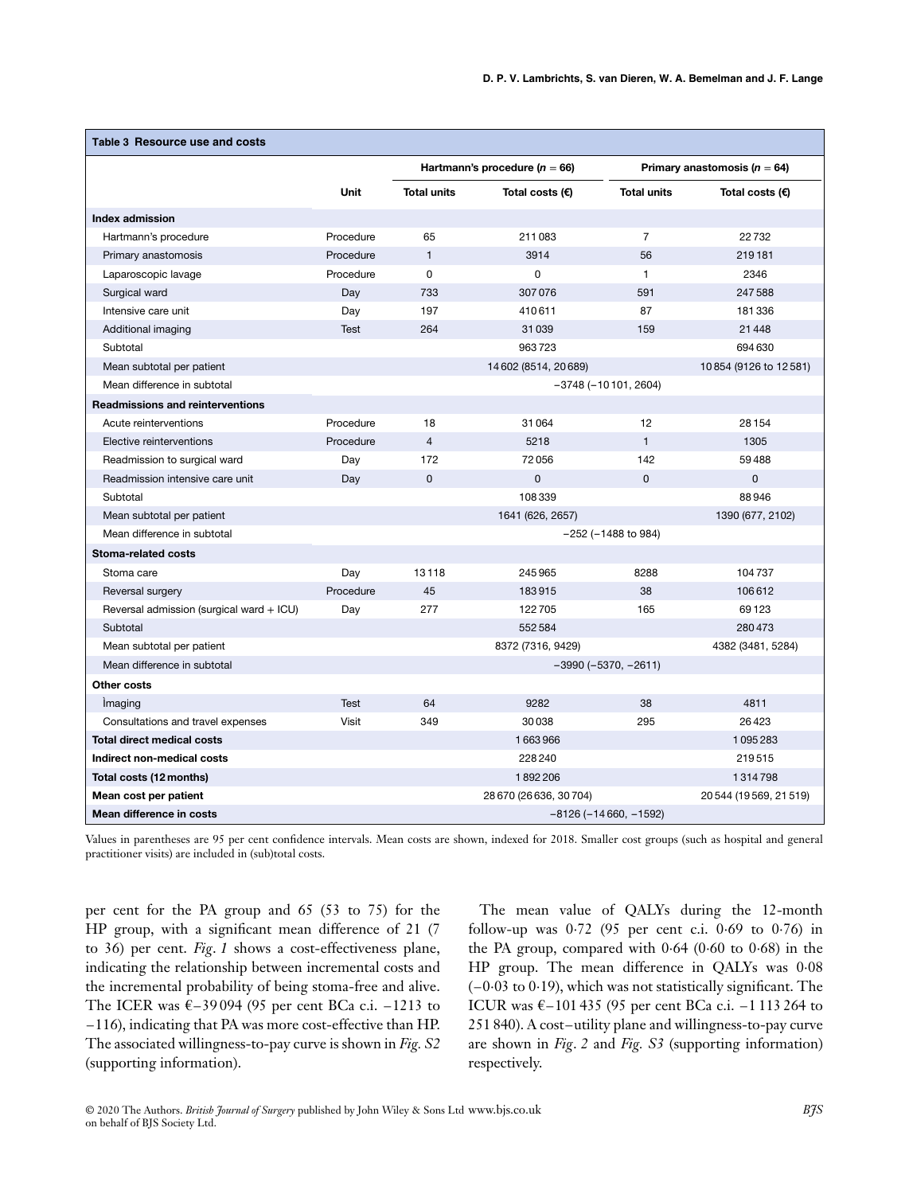**Table 3** Resource use and costs

| | Unit | Hartmann's procedure (*n* = 66) | | Primary anastomosis (*n* = 64) | |
|---|---|---|---|---|---|
| | | **Total units** | **Total costs (€)** | **Total units** | **Total costs (€)** |
| **Index admission** | | | | | |
| Hartmann's procedure | Procedure | 65 | 211 083 | 7 | 22 732 |
| Primary anastomosis | Procedure | 1 | 3914 | 56 | 219 181 |
| Laparoscopic lavage | Procedure | 0 | 0 | 1 | 2346 |
| Surgical ward | Day | 733 | 307 076 | 591 | 247 588 |
| Intensive care unit | Day | 197 | 410 611 | 87 | 181 336 |
| Additional imaging | Test | 264 | 31 039 | 159 | 21 448 |
| Subtotal | | | 963 723 | | 694 630 |
| Mean subtotal per patient | | | 14 602 (8514, 20 689) | | 10 854 (9126 to 12 581) |
| Mean difference in subtotal | | | −3748 (−10 101, 2604) | | |
| **Readmissions and reinterventions** | | | | | |
| Acute reinterventions | Procedure | 18 | 31 064 | 12 | 28 154 |
| Elective reinterventions | Procedure | 4 | 5218 | 1 | 1305 |
| Readmission to surgical ward | Day | 172 | 72 056 | 142 | 59 488 |
| Readmission intensive care unit | Day | 0 | 0 | 0 | 0 |
| Subtotal | | | 108 339 | | 88 946 |
| Mean subtotal per patient | | | 1641 (626, 2657) | | 1390 (677, 2102) |
| Mean difference in subtotal | | | −252 (−1488 to 984) | | |
| **Stoma-related costs** | | | | | |
| Stoma care | Day | 13 118 | 245 965 | 8288 | 104 737 |
| Reversal surgery | Procedure | 45 | 183 915 | 38 | 106 612 |
| Reversal admission (surgical ward + ICU) | Day | 277 | 122 705 | 165 | 69 123 |
| Subtotal | | | 552 584 | | 280 473 |
| Mean subtotal per patient | | | 8372 (7316, 9429) | | 4382 (3481, 5284) |
| Mean difference in subtotal | | | −3990 (−5370, −2611) | | |
| **Other costs** | | | | | |
| Imaging | Test | 64 | 9282 | 38 | 4811 |
| Consultations and travel expenses | Visit | 349 | 30 038 | 295 | 26 423 |
| **Total direct medical costs** | | | 1 663 966 | | 1 095 283 |
| **Indirect non-medical costs** | | | 228 240 | | 219 515 |
| **Total costs (12 months)** | | | 1 892 206 | | 1 314 798 |
| **Mean cost per patient** | | | 28 670 (26 636, 30 704) | | 20 544 (19 569, 21 519) |
| **Mean difference in costs** | | | −8126 (−14 660, −1592) | | |

Values in parentheses are 95 per cent confidence intervals. Mean costs are shown, indexed for 2018. Smaller cost groups (such as hospital and general practitioner visits) are included in (sub)total costs.

per cent for the PA group and 65 (53 to 75) for the HP group, with a significant mean difference of 21 (7 to 36) per cent. *Fig. 1* shows a cost-effectiveness plane, indicating the relationship between incremental costs and the incremental probability of being stoma-free and alive. The ICER was €−39 094 (95 per cent BCa c.i. −1213 to −116), indicating that PA was more cost-effective than HP. The associated willingness-to-pay curve is shown in *Fig. S2* (supporting information).

The mean value of QALYs during the 12-month follow-up was 0·72 (95 per cent c.i. 0·69 to 0·76) in the PA group, compared with 0·64 (0·60 to 0·68) in the HP group. The mean difference in QALYs was 0·08 (−0·03 to 0·19), which was not statistically significant. The ICUR was €−101 435 (95 per cent BCa c.i. −1 113 264 to 251 840). A cost–utility plane and willingness-to-pay curve are shown in *Fig. 2* and *Fig. S3* (supporting information) respectively.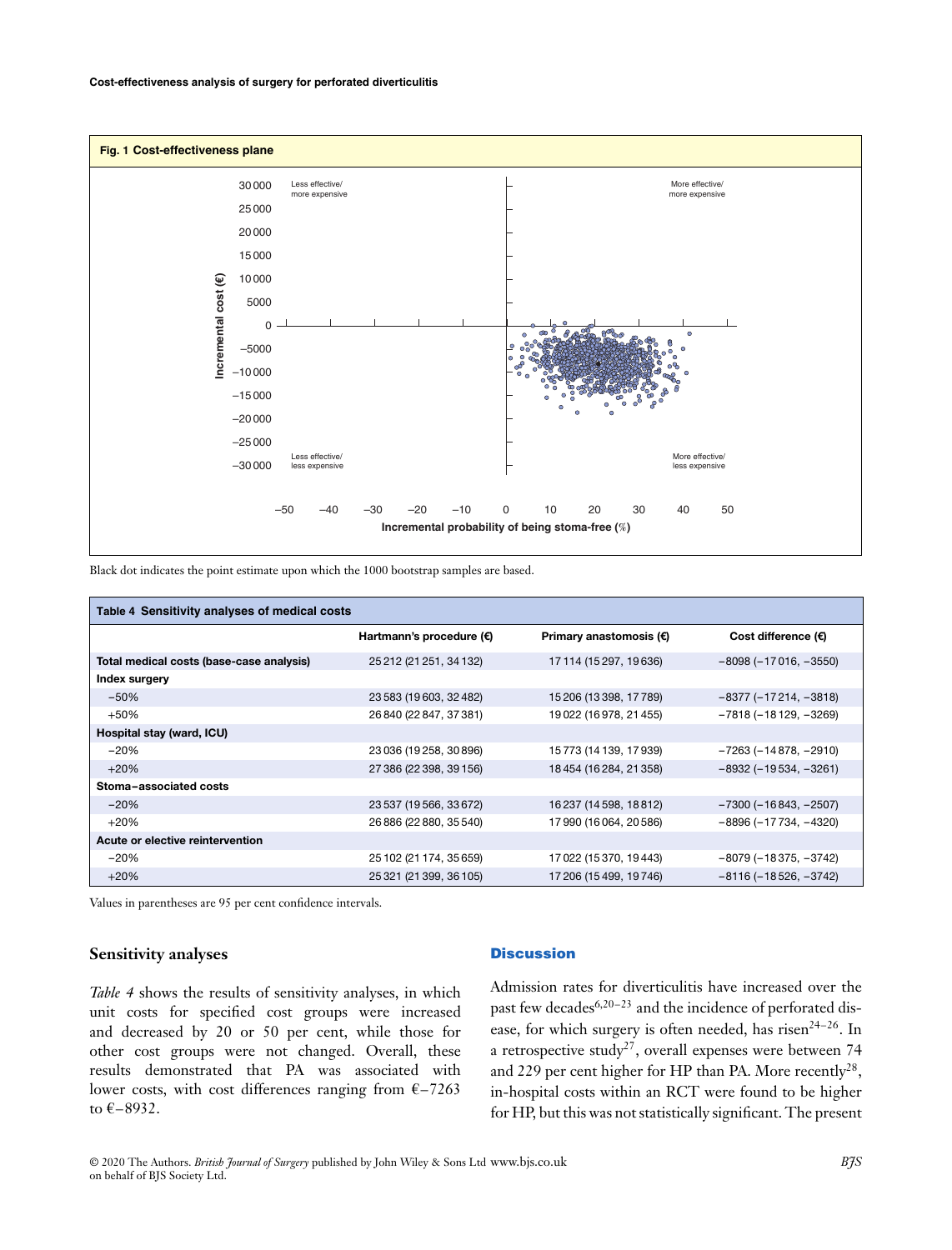**Fig. 1 Cost-effectiveness plane**

Black dot indicates the point estimate upon which the 1000 bootstrap samples are based.

**Table 4** Sensitivity analyses of medical costs

| | Hartmann's procedure (€) | Primary anastomosis (€) | Cost difference (€) |
|---|---|---|---|
| **Total medical costs (base-case analysis)** | 25 212 (21 251, 34 132) | 17 114 (15 297, 19 636) | −8098 (−17 016, −3550) |
| **Index surgery** | | | |
| −50% | 23 583 (19 603, 32 482) | 15 206 (13 398, 17 789) | −8377 (−17 214, −3818) |
| +50% | 26 840 (22 847, 37 381) | 19 022 (16 978, 21 455) | −7818 (−18 129, −3269) |
| **Hospital stay (ward, ICU)** | | | |
| −20% | 23 036 (19 258, 30 896) | 15 773 (14 139, 17 939) | −7263 (−14 878, −2910) |
| +20% | 27 386 (22 398, 39 156) | 18 454 (16 284, 21 358) | −8932 (−19 534, −3261) |
| **Stoma-associated costs** | | | |
| −20% | 23 537 (19 566, 33 672) | 16 237 (14 598, 18 812) | −7300 (−16 843, −2507) |
| +20% | 26 886 (22 880, 35 540) | 17 990 (16 064, 20 586) | −8896 (−17 734, −4320) |
| **Acute or elective reintervention** | | | |
| −20% | 25 102 (21 174, 35 659) | 17 022 (15 370, 19 443) | −8079 (−18 375, −3742) |
| +20% | 25 321 (21 399, 36 105) | 17 206 (15 499, 19 746) | −8116 (−18 526, −3742) |

Values in parentheses are 95 per cent confidence intervals.

## Sensitivity analyses

*Table 4* shows the results of sensitivity analyses, in which unit costs for specified cost groups were increased and decreased by 20 or 50 per cent, while those for other cost groups were not changed. Overall, these results demonstrated that PA was associated with lower costs, with cost differences ranging from €−7263 to €−8932.

## Discussion

Admission rates for diverticulitis have increased over the past few decades[6,20–23] and the incidence of perforated disease, for which surgery is often needed, has risen[24–26]. In a retrospective study[27], overall expenses were between 74 and 229 per cent higher for HP than PA. More recently[28], in-hospital costs within an RCT were found to be higher for HP, but this was not statistically significant. The present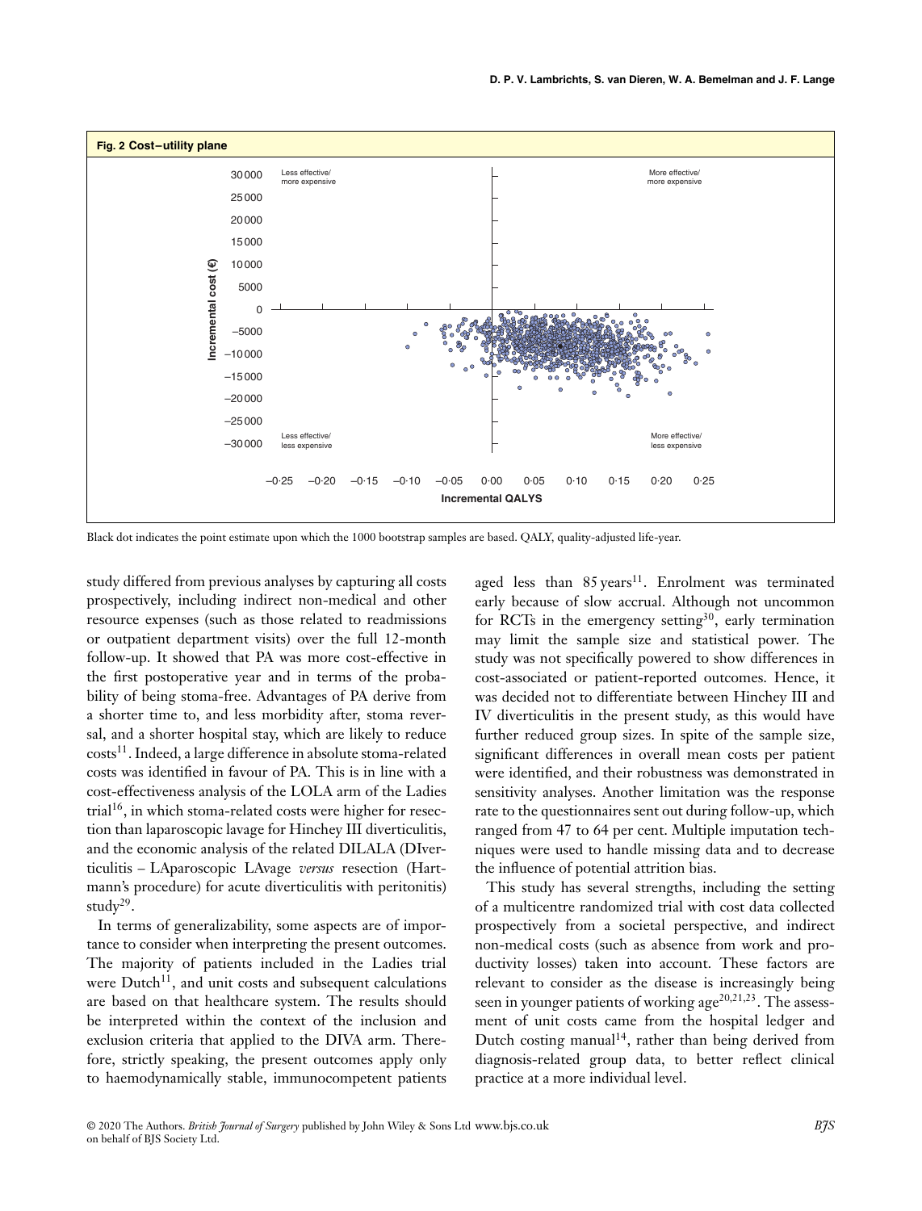**Fig. 2 Cost–utility plane**

Black dot indicates the point estimate upon which the 1000 bootstrap samples are based. QALY, quality-adjusted life-year.

study differed from previous analyses by capturing all costs prospectively, including indirect non-medical and other resource expenses (such as those related to readmissions or outpatient department visits) over the full 12-month follow-up. It showed that PA was more cost-effective in the first postoperative year and in terms of the probability of being stoma-free. Advantages of PA derive from a shorter time to, and less morbidity after, stoma reversal, and a shorter hospital stay, which are likely to reduce costs[11]. Indeed, a large difference in absolute stoma-related costs was identified in favour of PA. This is in line with a cost-effectiveness analysis of the LOLA arm of the Ladies trial[16], in which stoma-related costs were higher for resection than laparoscopic lavage for Hinchey III diverticulitis, and the economic analysis of the related DILALA (DIverticulitis – LAparoscopic LAvage *versus* resection (Hartmann's procedure) for acute diverticulitis with peritonitis) study[29].

In terms of generalizability, some aspects are of importance to consider when interpreting the present outcomes. The majority of patients included in the Ladies trial were Dutch[11], and unit costs and subsequent calculations are based on that healthcare system. The results should be interpreted within the context of the inclusion and exclusion criteria that applied to the DIVA arm. Therefore, strictly speaking, the present outcomes apply only to haemodynamically stable, immunocompetent patients aged less than 85 years[11]. Enrolment was terminated early because of slow accrual. Although not uncommon for RCTs in the emergency setting[30], early termination may limit the sample size and statistical power. The study was not specifically powered to show differences in cost-associated or patient-reported outcomes. Hence, it was decided not to differentiate between Hinchey III and IV diverticulitis in the present study, as this would have further reduced group sizes. In spite of the sample size, significant differences in overall mean costs per patient were identified, and their robustness was demonstrated in sensitivity analyses. Another limitation was the response rate to the questionnaires sent out during follow-up, which ranged from 47 to 64 per cent. Multiple imputation techniques were used to handle missing data and to decrease the influence of potential attrition bias.

This study has several strengths, including the setting of a multicentre randomized trial with cost data collected prospectively from a societal perspective, and indirect non-medical costs (such as absence from work and productivity losses) taken into account. These factors are relevant to consider as the disease is increasingly being seen in younger patients of working age[20,21,23]. The assessment of unit costs came from the hospital ledger and Dutch costing manual[14], rather than being derived from diagnosis-related group data, to better reflect clinical practice at a more individual level.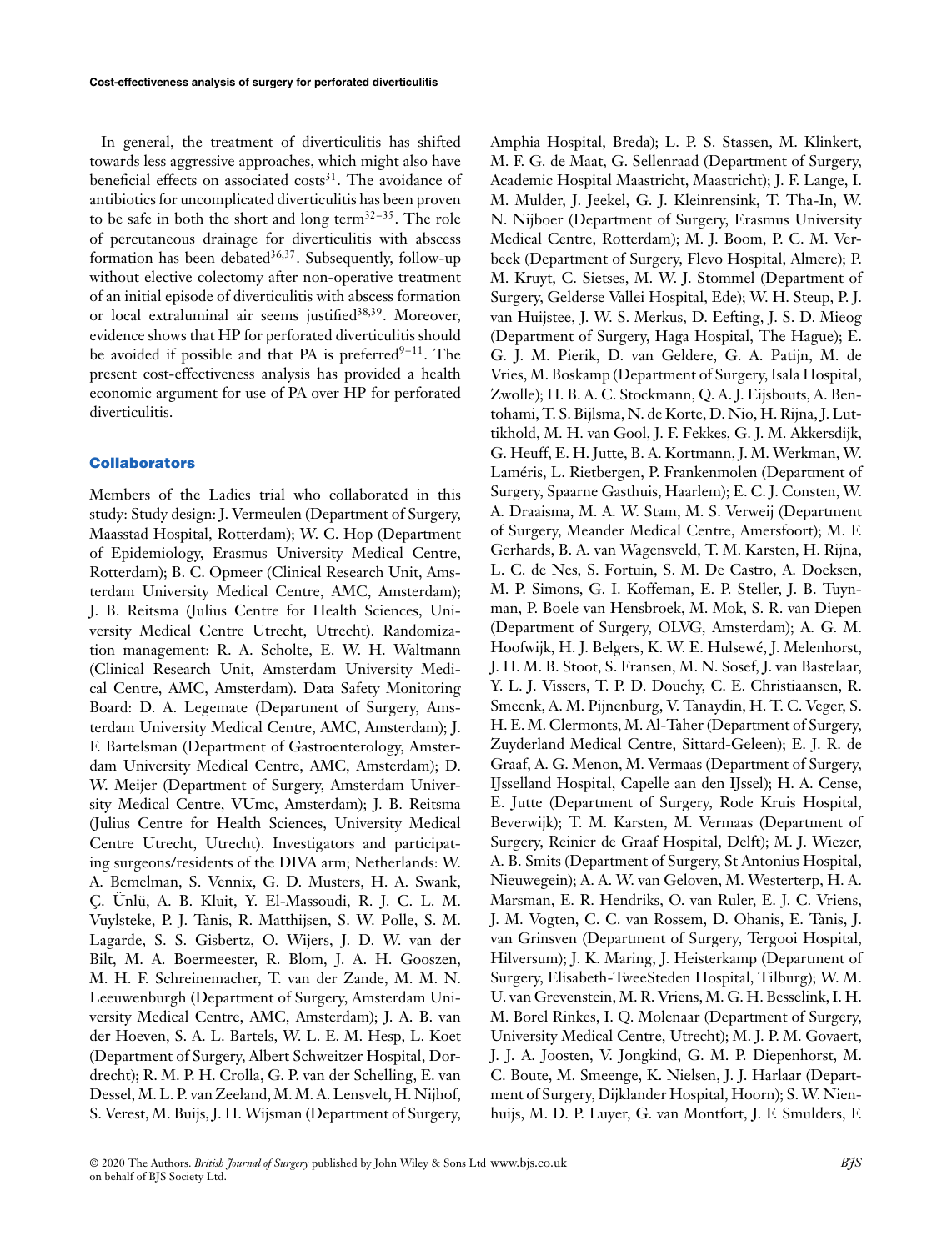In general, the treatment of diverticulitis has shifted towards less aggressive approaches, which might also have beneficial effects on associated costs[31]. The avoidance of antibiotics for uncomplicated diverticulitis has been proven to be safe in both the short and long term[32–35]. The role of percutaneous drainage for diverticulitis with abscess formation has been debated[36,37]. Subsequently, follow-up without elective colectomy after non-operative treatment of an initial episode of diverticulitis with abscess formation or local extraluminal air seems justified[38,39]. Moreover, evidence shows that HP for perforated diverticulitis should be avoided if possible and that PA is preferred[9–11]. The present cost-effectiveness analysis has provided a health economic argument for use of PA over HP for perforated diverticulitis.

## Collaborators

Members of the Ladies trial who collaborated in this study: Study design: J. Vermeulen (Department of Surgery, Maasstad Hospital, Rotterdam); W. C. Hop (Department of Epidemiology, Erasmus University Medical Centre, Rotterdam); B. C. Opmeer (Clinical Research Unit, Amsterdam University Medical Centre, AMC, Amsterdam); J. B. Reitsma (Julius Centre for Health Sciences, University Medical Centre Utrecht, Utrecht). Randomization management: R. A. Scholte, E. W. H. Waltmann (Clinical Research Unit, Amsterdam University Medical Centre, AMC, Amsterdam). Data Safety Monitoring Board: D. A. Legemate (Department of Surgery, Amsterdam University Medical Centre, AMC, Amsterdam); J. F. Bartelsman (Department of Gastroenterology, Amsterdam University Medical Centre, AMC, Amsterdam); D. W. Meijer (Department of Surgery, Amsterdam University Medical Centre, VUmc, Amsterdam); J. B. Reitsma (Julius Centre for Health Sciences, University Medical Centre Utrecht, Utrecht). Investigators and participating surgeons/residents of the DIVA arm; Netherlands: W. A. Bemelman, S. Vennix, G. D. Musters, H. A. Swank, Ç. Ünlü, A. B. Kluit, Y. El-Massoudi, R. J. C. L. M. Vuylsteke, P. J. Tanis, R. Matthijsen, S. W. Polle, S. M. Lagarde, S. S. Gisbertz, O. Wijers, J. D. W. van der Bilt, M. A. Boermeester, R. Blom, J. A. H. Gooszen, M. H. F. Schreinemacher, T. van der Zande, M. M. N. Leeuwenburgh (Department of Surgery, Amsterdam University Medical Centre, AMC, Amsterdam); J. A. B. van der Hoeven, S. A. L. Bartels, W. L. E. M. Hesp, L. Koet (Department of Surgery, Albert Schweitzer Hospital, Dordrecht); R. M. P. H. Crolla, G. P. van der Schelling, E. van Dessel, M. L. P. van Zeeland, M. M. A. Lensvelt, H. Nijhof, S. Verest, M. Buijs, J. H. Wijsman (Department of Surgery, Amphia Hospital, Breda); L. P. S. Stassen, M. Klinkert, M. F. G. de Maat, G. Sellenraad (Department of Surgery, Academic Hospital Maastricht, Maastricht); J. F. Lange, I. M. Mulder, J. Jeekel, G. J. Kleinrensink, T. Tha-In, W. N. Nijboer (Department of Surgery, Erasmus University Medical Centre, Rotterdam); M. J. Boom, P. C. M. Verbeek (Department of Surgery, Flevo Hospital, Almere); P. M. Kruyt, C. Sietses, M. W. J. Stommel (Department of Surgery, Gelderse Vallei Hospital, Ede); W. H. Steup, P. J. van Huijstee, J. W. S. Merkus, D. Eefting, J. S. D. Mieog (Department of Surgery, Haga Hospital, The Hague); E. G. J. M. Pierik, D. van Geldere, G. A. Patijn, M. de Vries, M. Boskamp (Department of Surgery, Isala Hospital, Zwolle); H. B. A. C. Stockmann, Q. A. J. Eijsbouts, A. Bentohami, T. S. Bijlsma, N. de Korte, D. Nio, H. Rijna, J. Luttikhold, M. H. van Gool, J. F. Fekkes, G. J. M. Akkersdijk, G. Heuff, E. H. Jutte, B. A. Kortmann, J. M. Werkman, W. Laméris, L. Rietbergen, P. Frankenmolen (Department of Surgery, Spaarne Gasthuis, Haarlem); E. C. J. Consten, W. A. Draaisma, M. A. W. Stam, M. S. Verweij (Department of Surgery, Meander Medical Centre, Amersfoort); M. F. Gerhards, B. A. van Wagensveld, T. M. Karsten, H. Rijna, L. C. de Nes, S. Fortuin, S. M. De Castro, A. Doeksen, M. P. Simons, G. I. Koffeman, E. P. Steller, J. B. Tuynman, P. Boele van Hensbroek, M. Mok, S. R. van Diepen (Department of Surgery, OLVG, Amsterdam); A. G. M. Hoofwijk, H. J. Belgers, K. W. E. Hulsewé, J. Melenhorst, J. H. M. B. Stoot, S. Fransen, M. N. Sosef, J. van Bastelaar, Y. L. J. Vissers, T. P. D. Douchy, C. E. Christiaansen, R. Smeenk, A. M. Pijnenburg, V. Tanaydin, H. T. C. Veger, S. H. E. M. Clermonts, M. Al-Taher (Department of Surgery, Zuyderland Medical Centre, Sittard-Geleen); E. J. R. de Graaf, A. G. Menon, M. Vermaas (Department of Surgery, IJsselland Hospital, Capelle aan den IJssel); H. A. Cense, E. Jutte (Department of Surgery, Rode Kruis Hospital, Beverwijk); T. M. Karsten, M. Vermaas (Department of Surgery, Reinier de Graaf Hospital, Delft); M. J. Wiezer, A. B. Smits (Department of Surgery, St Antonius Hospital, Nieuwegein); A. A. W. van Geloven, M. Westerterp, H. A. Marsman, E. R. Hendriks, O. van Ruler, E. J. C. Vriens, J. M. Vogten, C. C. van Rossem, D. Ohanis, E. Tanis, J. van Grinsven (Department of Surgery, Tergooi Hospital, Hilversum); J. K. Maring, J. Heisterkamp (Department of Surgery, Elisabeth-TweeSteden Hospital, Tilburg); W. M. U. van Grevenstein, M. R. Vriens, M. G. H. Besselink, I. H. M. Borel Rinkes, I. Q. Molenaar (Department of Surgery, University Medical Centre, Utrecht); M. J. P. M. Govaert, J. J. A. Joosten, V. Jongkind, G. M. P. Diepenhorst, M. C. Boute, M. Smeenge, K. Nielsen, J. J. Harlaar (Department of Surgery, Dijklander Hospital, Hoorn); S. W. Nienhuijs, M. D. P. Luyer, G. van Montfort, J. F. Smulders, F.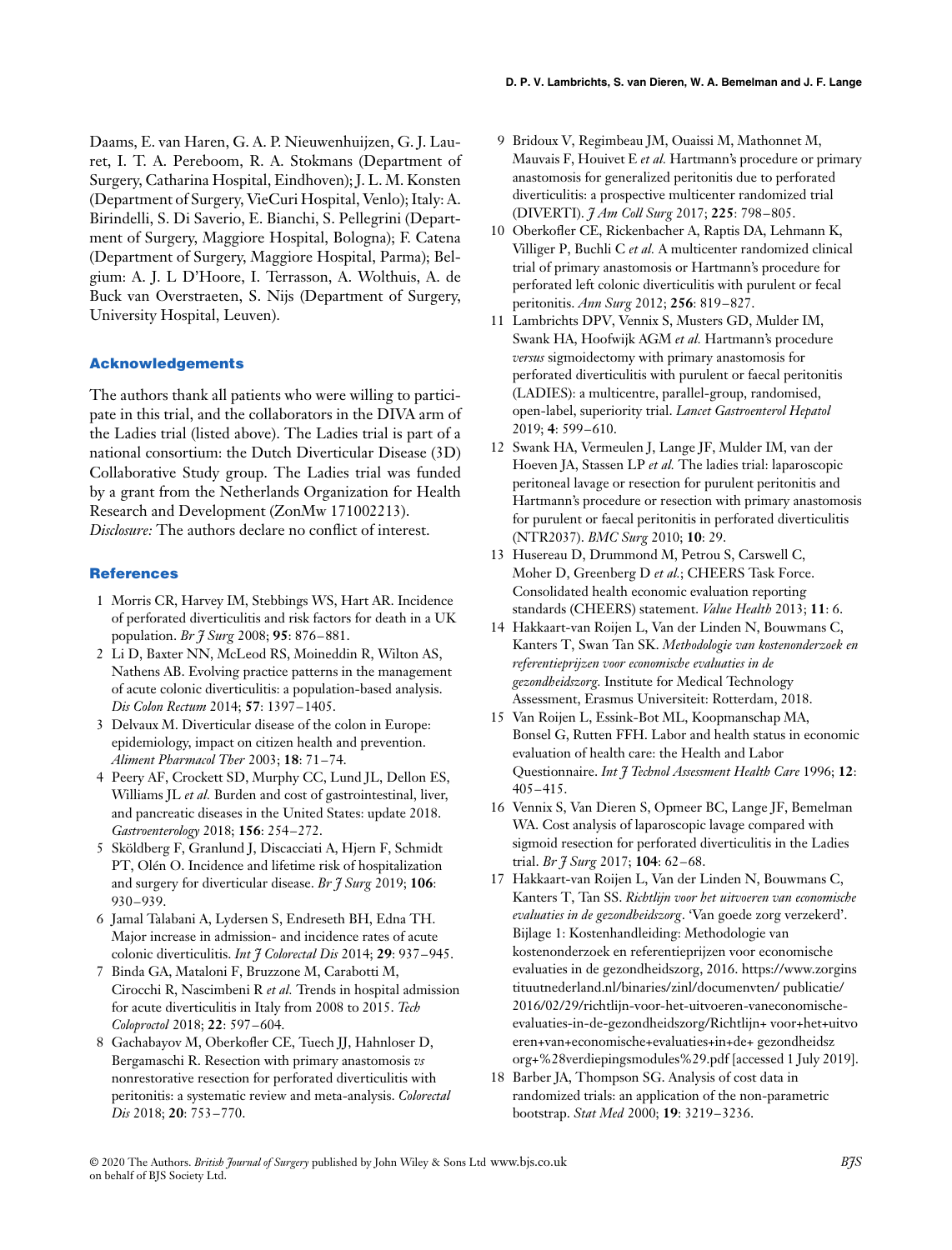Daams, E. van Haren, G. A. P. Nieuwenhuijzen, G. J. Lauret, I. T. A. Pereboom, R. A. Stokmans (Department of Surgery, Catharina Hospital, Eindhoven); J. L. M. Konsten (Department of Surgery, VieCuri Hospital, Venlo); Italy: A. Birindelli, S. Di Saverio, E. Bianchi, S. Pellegrini (Department of Surgery, Maggiore Hospital, Bologna); F. Catena (Department of Surgery, Maggiore Hospital, Parma); Belgium: A. J. L D'Hoore, I. Terrasson, A. Wolthuis, A. de Buck van Overstraeten, S. Nijs (Department of Surgery, University Hospital, Leuven).

## Acknowledgements

The authors thank all patients who were willing to participate in this trial, and the collaborators in the DIVA arm of the Ladies trial (listed above). The Ladies trial is part of a national consortium: the Dutch Diverticular Disease (3D) Collaborative Study group. The Ladies trial was funded by a grant from the Netherlands Organization for Health Research and Development (ZonMw 171002213).
*Disclosure:* The authors declare no conflict of interest.

## References

1 Morris CR, Harvey IM, Stebbings WS, Hart AR. Incidence of perforated diverticulitis and risk factors for death in a UK population. *Br J Surg* 2008; **95**: 876–881.
2 Li D, Baxter NN, McLeod RS, Moineddin R, Wilton AS, Nathens AB. Evolving practice patterns in the management of acute colonic diverticulitis: a population-based analysis. *Dis Colon Rectum* 2014; **57**: 1397–1405.
3 Delvaux M. Diverticular disease of the colon in Europe: epidemiology, impact on citizen health and prevention. *Aliment Pharmacol Ther* 2003; **18**: 71–74.
4 Peery AF, Crockett SD, Murphy CC, Lund JL, Dellon ES, Williams JL *et al.* Burden and cost of gastrointestinal, liver, and pancreatic diseases in the United States: update 2018. *Gastroenterology* 2018; **156**: 254–272.
5 Sköldberg F, Granlund J, Discacciati A, Hjern F, Schmidt PT, Olén O. Incidence and lifetime risk of hospitalization and surgery for diverticular disease. *Br J Surg* 2019; **106**: 930–939.
6 Jamal Talabani A, Lydersen S, Endreseth BH, Edna TH. Major increase in admission- and incidence rates of acute colonic diverticulitis. *Int J Colorectal Dis* 2014; **29**: 937–945.
7 Binda GA, Mataloni F, Bruzzone M, Carabotti M, Cirocchi R, Nascimbeni R *et al.* Trends in hospital admission for acute diverticulitis in Italy from 2008 to 2015. *Tech Coloproctol* 2018; **22**: 597–604.
8 Gachabayov M, Oberkofler CE, Tuech JJ, Hahnloser D, Bergamaschi R. Resection with primary anastomosis *vs* nonrestorative resection for perforated diverticulitis with peritonitis: a systematic review and meta-analysis. *Colorectal Dis* 2018; **20**: 753–770.
9 Bridoux V, Regimbeau JM, Ouaissi M, Mathonnet M, Mauvais F, Houivet E *et al.* Hartmann's procedure or primary anastomosis for generalized peritonitis due to perforated diverticulitis: a prospective multicenter randomized trial (DIVERTI). *J Am Coll Surg* 2017; **225**: 798–805.
10 Oberkofler CE, Rickenbacher A, Raptis DA, Lehmann K, Villiger P, Buchli C *et al.* A multicenter randomized clinical trial of primary anastomosis or Hartmann's procedure for perforated left colonic diverticulitis with purulent or fecal peritonitis. *Ann Surg* 2012; **256**: 819–827.
11 Lambrichts DPV, Vennix S, Musters GD, Mulder IM, Swank HA, Hoofwijk AGM *et al.* Hartmann's procedure *versus* sigmoidectomy with primary anastomosis for perforated diverticulitis with purulent or faecal peritonitis (LADIES): a multicentre, parallel-group, randomised, open-label, superiority trial. *Lancet Gastroenterol Hepatol* 2019; **4**: 599–610.
12 Swank HA, Vermeulen J, Lange JF, Mulder IM, van der Hoeven JA, Stassen LP *et al.* The ladies trial: laparoscopic peritoneal lavage or resection for purulent peritonitis and Hartmann's procedure or resection with primary anastomosis for purulent or faecal peritonitis in perforated diverticulitis (NTR2037). *BMC Surg* 2010; **10**: 29.
13 Husereau D, Drummond M, Petrou S, Carswell C, Moher D, Greenberg D *et al.*; CHEERS Task Force. Consolidated health economic evaluation reporting standards (CHEERS) statement. *Value Health* 2013; **11**: 6.
14 Hakkaart-van Roijen L, Van der Linden N, Bouwmans C, Kanters T, Swan Tan SK. *Methodologie van kostenonderzoek en referentieprijzen voor economische evaluaties in de gezondheidszorg.* Institute for Medical Technology Assessment, Erasmus Universiteit: Rotterdam, 2018.
15 Van Roijen L, Essink-Bot ML, Koopmanschap MA, Bonsel G, Rutten FFH. Labor and health status in economic evaluation of health care: the Health and Labor Questionnaire. *Int J Technol Assessment Health Care* 1996; **12**: 405–415.
16 Vennix S, Van Dieren S, Opmeer BC, Lange JF, Bemelman WA. Cost analysis of laparoscopic lavage compared with sigmoid resection for perforated diverticulitis in the Ladies trial. *Br J Surg* 2017; **104**: 62–68.
17 Hakkaart-van Roijen L, Van der Linden N, Bouwmans C, Kanters T, Tan SS. *Richtlijn voor het uitvoeren van economische evaluaties in de gezondheidszorg*. 'Van goede zorg verzekerd'. Bijlage 1: Kostenhandleiding: Methodologie van kostenonderzoek en referentieprijzen voor economische evaluaties in de gezondheidszorg, 2016. https://www.zorginstituutnederland.nl/binaries/zinl/documenvten/ publicatie/2016/02/29/richtlijn-voor-het-uitvoeren-vaneconomische-evaluaties-in-de-gezondheidszorg/Richtlijn+ voor+het+uitvoeren+van+economische+evaluaties+in+de+ gezondheidszorg+%28verdiepingsmodules%29.pdf [accessed 1 July 2019].
18 Barber JA, Thompson SG. Analysis of cost data in randomized trials: an application of the non-parametric bootstrap. *Stat Med* 2000; **19**: 3219–3236.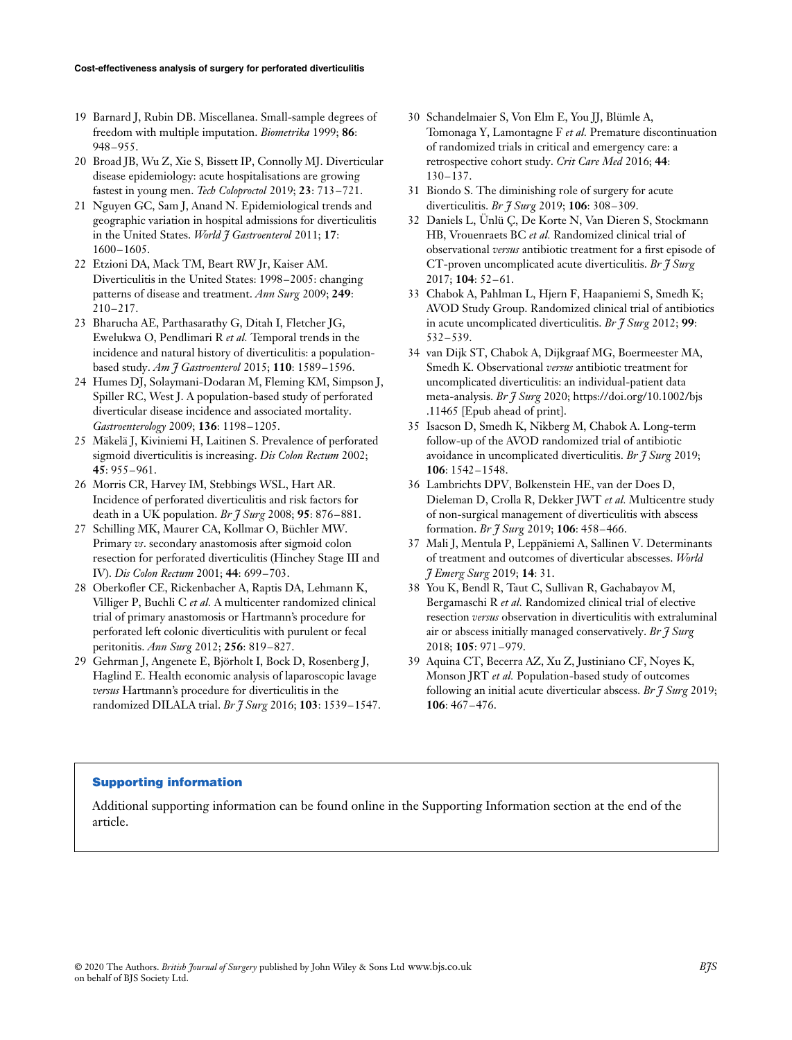19 Barnard J, Rubin DB. Miscellanea. Small-sample degrees of freedom with multiple imputation. *Biometrika* 1999; **86**: 948–955.

20 Broad JB, Wu Z, Xie S, Bissett IP, Connolly MJ. Diverticular disease epidemiology: acute hospitalisations are growing fastest in young men. *Tech Coloproctol* 2019; **23**: 713–721.

21 Nguyen GC, Sam J, Anand N. Epidemiological trends and geographic variation in hospital admissions for diverticulitis in the United States. *World J Gastroenterol* 2011; **17**: 1600–1605.

22 Etzioni DA, Mack TM, Beart RW Jr, Kaiser AM. Diverticulitis in the United States: 1998–2005: changing patterns of disease and treatment. *Ann Surg* 2009; **249**: 210–217.

23 Bharucha AE, Parthasarathy G, Ditah I, Fletcher JG, Ewelukwa O, Pendlimari R *et al.* Temporal trends in the incidence and natural history of diverticulitis: a population-based study. *Am J Gastroenterol* 2015; **110**: 1589–1596.

24 Humes DJ, Solaymani-Dodaran M, Fleming KM, Simpson J, Spiller RC, West J. A population-based study of perforated diverticular disease incidence and associated mortality. *Gastroenterology* 2009; **136**: 1198–1205.

25 Mäkelä J, Kiviniemi H, Laitinen S. Prevalence of perforated sigmoid diverticulitis is increasing. *Dis Colon Rectum* 2002; **45**: 955–961.

26 Morris CR, Harvey IM, Stebbings WSL, Hart AR. Incidence of perforated diverticulitis and risk factors for death in a UK population. *Br J Surg* 2008; **95**: 876–881.

27 Schilling MK, Maurer CA, Kollmar O, Büchler MW. Primary *vs*. secondary anastomosis after sigmoid colon resection for perforated diverticulitis (Hinchey Stage III and IV). *Dis Colon Rectum* 2001; **44**: 699–703.

28 Oberkofler CE, Rickenbacher A, Raptis DA, Lehmann K, Villiger P, Buchli C *et al.* A multicenter randomized clinical trial of primary anastomosis or Hartmann's procedure for perforated left colonic diverticulitis with purulent or fecal peritonitis. *Ann Surg* 2012; **256**: 819–827.

29 Gehrman J, Angenete E, Björholt I, Bock D, Rosenberg J, Haglind E. Health economic analysis of laparoscopic lavage *versus* Hartmann's procedure for diverticulitis in the randomized DILALA trial. *Br J Surg* 2016; **103**: 1539–1547.

30 Schandelmaier S, Von Elm E, You JJ, Blümle A, Tomonaga Y, Lamontagne F *et al.* Premature discontinuation of randomized trials in critical and emergency care: a retrospective cohort study. *Crit Care Med* 2016; **44**: 130–137.

31 Biondo S. The diminishing role of surgery for acute diverticulitis. *Br J Surg* 2019; **106**: 308–309.

32 Daniels L, Ünlü Ç, De Korte N, Van Dieren S, Stockmann HB, Vrouenraets BC *et al.* Randomized clinical trial of observational *versus* antibiotic treatment for a first episode of CT-proven uncomplicated acute diverticulitis. *Br J Surg* 2017; **104**: 52–61.

33 Chabok A, Pahlman L, Hjern F, Haapaniemi S, Smedh K; AVOD Study Group. Randomized clinical trial of antibiotics in acute uncomplicated diverticulitis. *Br J Surg* 2012; **99**: 532–539.

34 van Dijk ST, Chabok A, Dijkgraaf MG, Boermeester MA, Smedh K. Observational *versus* antibiotic treatment for uncomplicated diverticulitis: an individual-patient data meta-analysis. *Br J Surg* 2020; https://doi.org/10.1002/bjs.11465 [Epub ahead of print].

35 Isacson D, Smedh K, Nikberg M, Chabok A. Long-term follow-up of the AVOD randomized trial of antibiotic avoidance in uncomplicated diverticulitis. *Br J Surg* 2019; **106**: 1542–1548.

36 Lambrichts DPV, Bolkenstein HE, van der Does D, Dieleman D, Crolla R, Dekker JWT *et al.* Multicentre study of non-surgical management of diverticulitis with abscess formation. *Br J Surg* 2019; **106**: 458–466.

37 Mali J, Mentula P, Leppäniemi A, Sallinen V. Determinants of treatment and outcomes of diverticular abscesses. *World J Emerg Surg* 2019; **14**: 31.

38 You K, Bendl R, Taut C, Sullivan R, Gachabayov M, Bergamaschi R *et al.* Randomized clinical trial of elective resection *versus* observation in diverticulitis with extraluminal air or abscess initially managed conservatively. *Br J Surg* 2018; **105**: 971–979.

39 Aquina CT, Becerra AZ, Xu Z, Justiniano CF, Noyes K, Monson JRT *et al.* Population-based study of outcomes following an initial acute diverticular abscess. *Br J Surg* 2019; **106**: 467–476.

## Supporting information

Additional supporting information can be found online in the Supporting Information section at the end of the article.